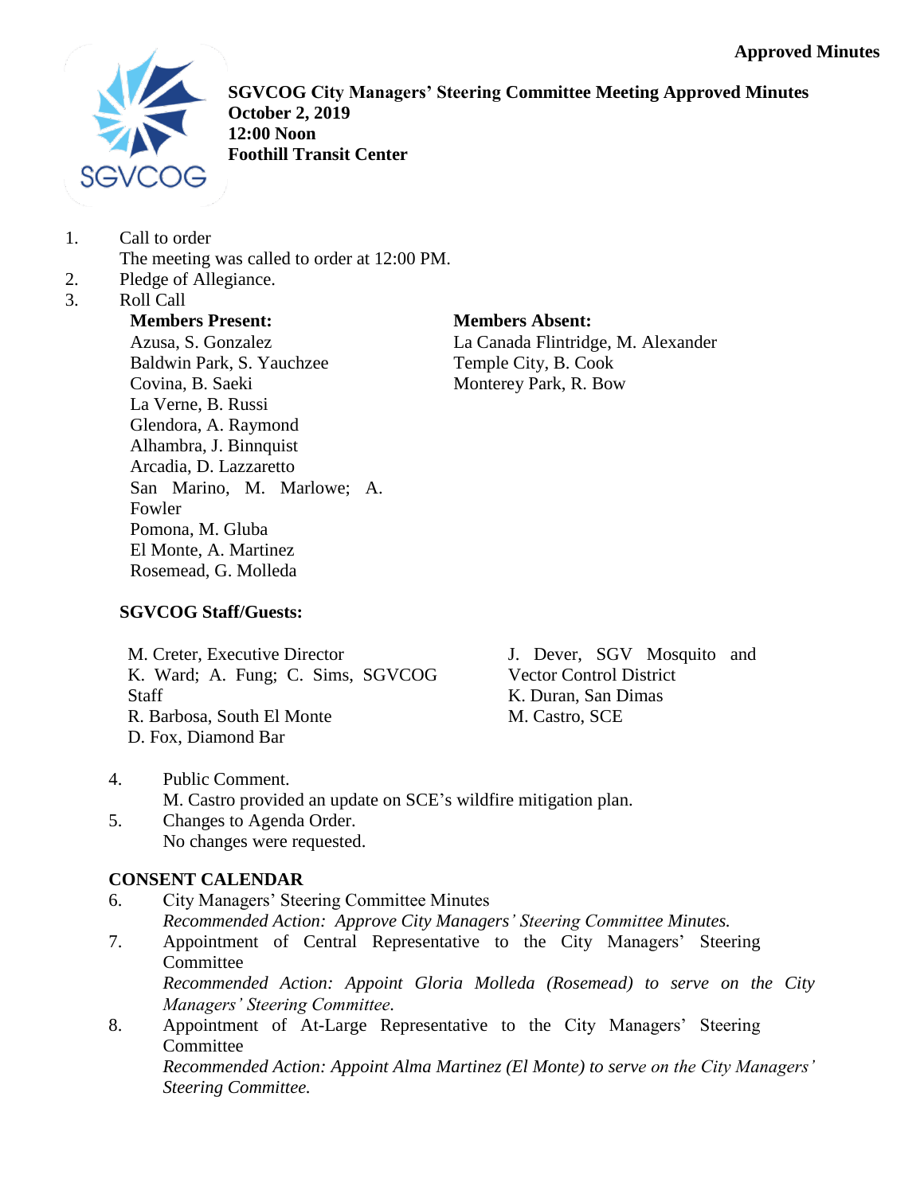**Approved Minutes**

# SGVCOG City Managers' Steering Committee Meeting Approved Minutes

**October 2, 2019**
**12:00 Noon**
**Foothill Transit Center**

1. Call to order
   The meeting was called to order at 12:00 PM.
2. Pledge of Allegiance.
3. Roll Call

**Members Present:**
Azusa, S. Gonzalez
Baldwin Park, S. Yauchzee
Covina, B. Saeki
La Verne, B. Russi
Glendora, A. Raymond
Alhambra, J. Binnquist
Arcadia, D. Lazzaretto
San Marino, M. Marlowe; A. Fowler
Pomona, M. Gluba
El Monte, A. Martinez
Rosemead, G. Molleda

**Members Absent:**
La Canada Flintridge, M. Alexander
Temple City, B. Cook
Monterey Park, R. Bow

**SGVCOG Staff/Guests:**

M. Creter, Executive Director
K. Ward; A. Fung; C. Sims, SGVCOG Staff
R. Barbosa, South El Monte
D. Fox, Diamond Bar
J. Dever, SGV Mosquito and Vector Control District
K. Duran, San Dimas
M. Castro, SCE

4. Public Comment.
   M. Castro provided an update on SCE's wildfire mitigation plan.
5. Changes to Agenda Order.
   No changes were requested.

## CONSENT CALENDAR

6. City Managers' Steering Committee Minutes
   *Recommended Action: Approve City Managers' Steering Committee Minutes.*
7. Appointment of Central Representative to the City Managers' Steering Committee
   *Recommended Action: Appoint Gloria Molleda (Rosemead) to serve on the City Managers' Steering Committee.*
8. Appointment of At-Large Representative to the City Managers' Steering Committee
   *Recommended Action: Appoint Alma Martinez (El Monte) to serve on the City Managers' Steering Committee.*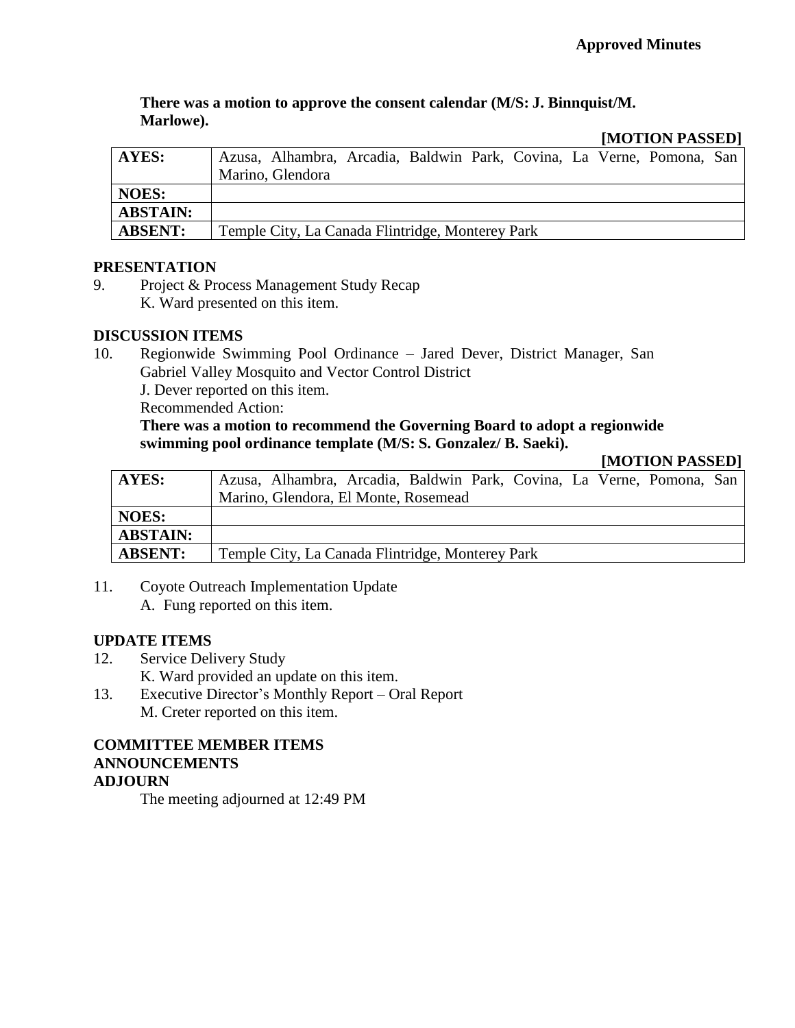**Approved Minutes**

**There was a motion to approve the consent calendar (M/S: J. Binnquist/M. Marlowe).**

**[MOTION PASSED]**

| | |
|---|---|
| **AYES:** | Azusa, Alhambra, Arcadia, Baldwin Park, Covina, La Verne, Pomona, San Marino, Glendora |
| **NOES:** | |
| **ABSTAIN:** | |
| **ABSENT:** | Temple City, La Canada Flintridge, Monterey Park |

**PRESENTATION**

9. Project & Process Management Study Recap
   K. Ward presented on this item.

**DISCUSSION ITEMS**

10. Regionwide Swimming Pool Ordinance – Jared Dever, District Manager, San Gabriel Valley Mosquito and Vector Control District
    J. Dever reported on this item.
    Recommended Action:
    **There was a motion to recommend the Governing Board to adopt a regionwide swimming pool ordinance template (M/S: S. Gonzalez/ B. Saeki).**

**[MOTION PASSED]**

| | |
|---|---|
| **AYES:** | Azusa, Alhambra, Arcadia, Baldwin Park, Covina, La Verne, Pomona, San Marino, Glendora, El Monte, Rosemead |
| **NOES:** | |
| **ABSTAIN:** | |
| **ABSENT:** | Temple City, La Canada Flintridge, Monterey Park |

11. Coyote Outreach Implementation Update
    A. Fung reported on this item.

**UPDATE ITEMS**

12. Service Delivery Study
    K. Ward provided an update on this item.
13. Executive Director's Monthly Report – Oral Report
    M. Creter reported on this item.

**COMMITTEE MEMBER ITEMS**

**ANNOUNCEMENTS**

**ADJOURN**

The meeting adjourned at 12:49 PM